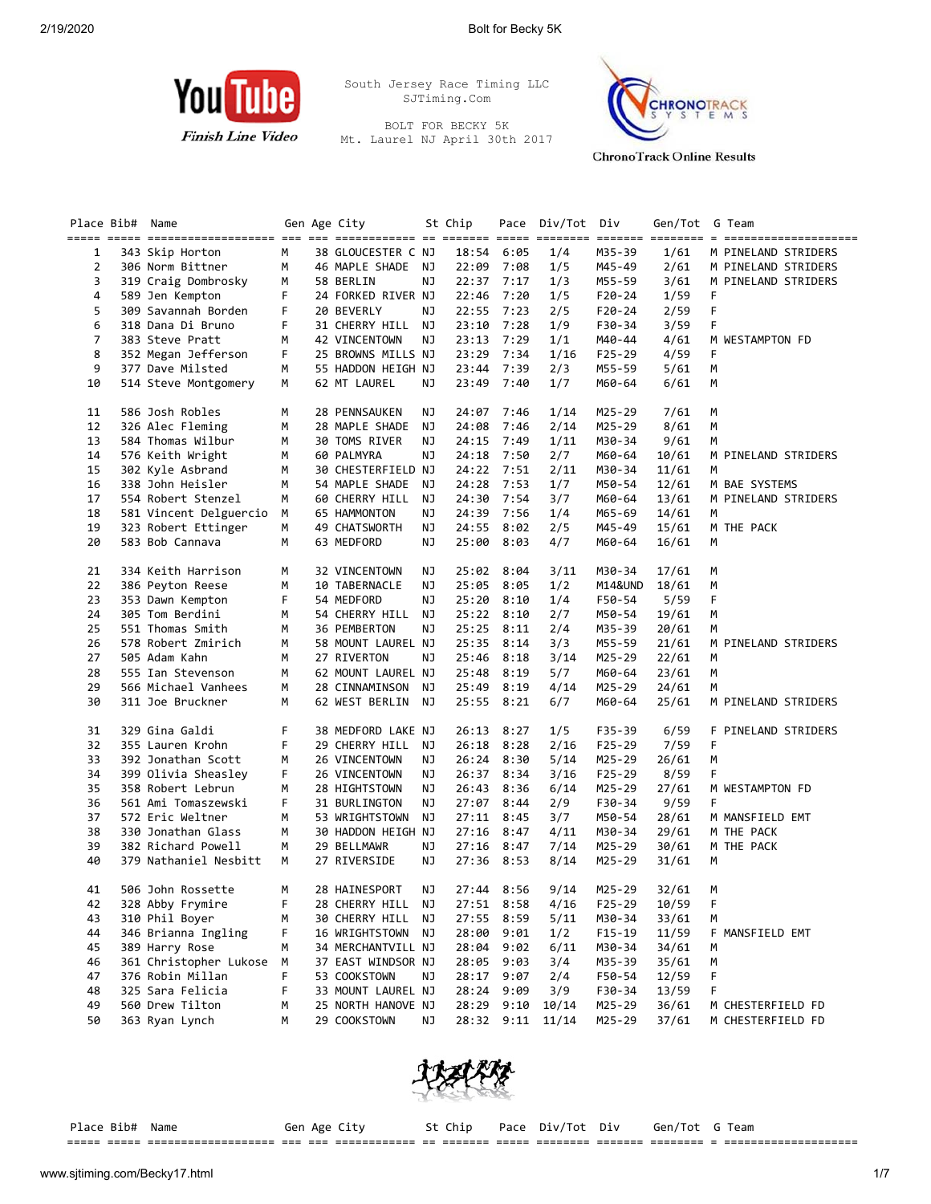South Jersey Race Timing LLC
SJTiming.Com

BOLT FOR BECKY 5K
Mt. Laurel NJ April 30th 2017

YouTube Finish Line Video

ChronoTrack Online Results

| Place | Bib# | Name | Gen | Age | City | St | Chip | Pace | Div/Tot | Div | Gen/Tot | G | Team |
|---|---|---|---|---|---|---|---|---|---|---|---|---|---|
| 1 | 343 | Skip Horton | M | 38 | GLOUCESTER C | NJ | 18:54 | 6:05 | 1/4 | M35-39 | 1/61 | M | PINELAND STRIDERS |
| 2 | 306 | Norm Bittner | M | 46 | MAPLE SHADE | NJ | 22:09 | 7:08 | 1/5 | M45-49 | 2/61 | M | PINELAND STRIDERS |
| 3 | 319 | Craig Dombrosky | M | 58 | BERLIN | NJ | 22:37 | 7:17 | 1/3 | M55-59 | 3/61 | M | PINELAND STRIDERS |
| 4 | 589 | Jen Kempton | F | 24 | FORKED RIVER | NJ | 22:46 | 7:20 | 1/5 | F20-24 | 1/59 | F | |
| 5 | 309 | Savannah Borden | F | 20 | BEVERLY | NJ | 22:55 | 7:23 | 2/5 | F20-24 | 2/59 | F | |
| 6 | 318 | Dana Di Bruno | F | 31 | CHERRY HILL | NJ | 23:10 | 7:28 | 1/9 | F30-34 | 3/59 | F | |
| 7 | 383 | Steve Pratt | M | 42 | VINCENTOWN | NJ | 23:13 | 7:29 | 1/1 | M40-44 | 4/61 | M | WESTAMPTON FD |
| 8 | 352 | Megan Jefferson | F | 25 | BROWNS MILLS | NJ | 23:29 | 7:34 | 1/16 | F25-29 | 4/59 | F | |
| 9 | 377 | Dave Milsted | M | 55 | HADDON HEIGH | NJ | 23:44 | 7:39 | 2/3 | M55-59 | 5/61 | M | |
| 10 | 514 | Steve Montgomery | M | 62 | MT LAUREL | NJ | 23:49 | 7:40 | 1/7 | M60-64 | 6/61 | M | |
| 11 | 586 | Josh Robles | M | 28 | PENNSAUKEN | NJ | 24:07 | 7:46 | 1/14 | M25-29 | 7/61 | M | |
| 12 | 326 | Alec Fleming | M | 28 | MAPLE SHADE | NJ | 24:08 | 7:46 | 2/14 | M25-29 | 8/61 | M | |
| 13 | 584 | Thomas Wilbur | M | 30 | TOMS RIVER | NJ | 24:15 | 7:49 | 1/11 | M30-34 | 9/61 | M | |
| 14 | 576 | Keith Wright | M | 60 | PALMYRA | NJ | 24:18 | 7:50 | 2/7 | M60-64 | 10/61 | M | PINELAND STRIDERS |
| 15 | 302 | Kyle Asbrand | M | 30 | CHESTERFIELD | NJ | 24:22 | 7:51 | 2/11 | M30-34 | 11/61 | M | |
| 16 | 338 | John Heisler | M | 54 | MAPLE SHADE | NJ | 24:28 | 7:53 | 1/7 | M50-54 | 12/61 | M | BAE SYSTEMS |
| 17 | 554 | Robert Stenzel | M | 60 | CHERRY HILL | NJ | 24:30 | 7:54 | 3/7 | M60-64 | 13/61 | M | PINELAND STRIDERS |
| 18 | 581 | Vincent Delguercio | M | 65 | HAMMONTON | NJ | 24:39 | 7:56 | 1/4 | M65-69 | 14/61 | M | |
| 19 | 323 | Robert Ettinger | M | 49 | CHATSWORTH | NJ | 24:55 | 8:02 | 2/5 | M45-49 | 15/61 | M | THE PACK |
| 20 | 583 | Bob Cannava | M | 63 | MEDFORD | NJ | 25:00 | 8:03 | 4/7 | M60-64 | 16/61 | M | |
| 21 | 334 | Keith Harrison | M | 32 | VINCENTOWN | NJ | 25:02 | 8:04 | 3/11 | M30-34 | 17/61 | M | |
| 22 | 386 | Peyton Reese | M | 10 | TABERNACLE | NJ | 25:05 | 8:05 | 1/2 | M14&UND | 18/61 | M | |
| 23 | 353 | Dawn Kempton | F | 54 | MEDFORD | NJ | 25:20 | 8:10 | 1/4 | F50-54 | 5/59 | F | |
| 24 | 305 | Tom Berdini | M | 54 | CHERRY HILL | NJ | 25:22 | 8:10 | 2/7 | M50-54 | 19/61 | M | |
| 25 | 551 | Thomas Smith | M | 36 | PEMBERTON | NJ | 25:25 | 8:11 | 2/4 | M35-39 | 20/61 | M | |
| 26 | 578 | Robert Zmirich | M | 58 | MOUNT LAUREL | NJ | 25:35 | 8:14 | 3/3 | M55-59 | 21/61 | M | PINELAND STRIDERS |
| 27 | 505 | Adam Kahn | M | 27 | RIVERTON | NJ | 25:46 | 8:18 | 3/14 | M25-29 | 22/61 | M | |
| 28 | 555 | Ian Stevenson | M | 62 | MOUNT LAUREL | NJ | 25:48 | 8:19 | 5/7 | M60-64 | 23/61 | M | |
| 29 | 566 | Michael Vanhees | M | 28 | CINNAMINSON | NJ | 25:49 | 8:19 | 4/14 | M25-29 | 24/61 | M | |
| 30 | 311 | Joe Bruckner | M | 62 | WEST BERLIN | NJ | 25:55 | 8:21 | 6/7 | M60-64 | 25/61 | M | PINELAND STRIDERS |
| 31 | 329 | Gina Galdi | F | 38 | MEDFORD LAKE | NJ | 26:13 | 8:27 | 1/5 | F35-39 | 6/59 | F | PINELAND STRIDERS |
| 32 | 355 | Lauren Krohn | F | 29 | CHERRY HILL | NJ | 26:18 | 8:28 | 2/16 | F25-29 | 7/59 | F | |
| 33 | 392 | Jonathan Scott | M | 26 | VINCENTOWN | NJ | 26:24 | 8:30 | 5/14 | M25-29 | 26/61 | M | |
| 34 | 399 | Olivia Sheasley | F | 26 | VINCENTOWN | NJ | 26:37 | 8:34 | 3/16 | F25-29 | 8/59 | F | |
| 35 | 358 | Robert Lebrun | M | 28 | HIGHTSTOWN | NJ | 26:43 | 8:36 | 6/14 | M25-29 | 27/61 | M | WESTAMPTON FD |
| 36 | 561 | Ami Tomaszewski | F | 31 | BURLINGTON | NJ | 27:07 | 8:44 | 2/9 | F30-34 | 9/59 | F | |
| 37 | 572 | Eric Weltner | M | 53 | WRIGHTSTOWN | NJ | 27:11 | 8:45 | 3/7 | M50-54 | 28/61 | M | MANSFIELD EMT |
| 38 | 330 | Jonathan Glass | M | 30 | HADDON HEIGH | NJ | 27:16 | 8:47 | 4/11 | M30-34 | 29/61 | M | THE PACK |
| 39 | 382 | Richard Powell | M | 29 | BELLMAWR | NJ | 27:16 | 8:47 | 7/14 | M25-29 | 30/61 | M | THE PACK |
| 40 | 379 | Nathaniel Nesbitt | M | 27 | RIVERSIDE | NJ | 27:36 | 8:53 | 8/14 | M25-29 | 31/61 | M | |
| 41 | 506 | John Rossette | M | 28 | HAINESPORT | NJ | 27:44 | 8:56 | 9/14 | M25-29 | 32/61 | M | |
| 42 | 328 | Abby Frymire | F | 28 | CHERRY HILL | NJ | 27:51 | 8:58 | 4/16 | F25-29 | 10/59 | F | |
| 43 | 310 | Phil Boyer | M | 30 | CHERRY HILL | NJ | 27:55 | 8:59 | 5/11 | M30-34 | 33/61 | M | |
| 44 | 346 | Brianna Ingling | F | 16 | WRIGHTSTOWN | NJ | 28:00 | 9:01 | 1/2 | F15-19 | 11/59 | F | MANSFIELD EMT |
| 45 | 389 | Harry Rose | M | 34 | MERCHANTVILL | NJ | 28:04 | 9:02 | 6/11 | M30-34 | 34/61 | M | |
| 46 | 361 | Christopher Lukose | M | 37 | EAST WINDSOR | NJ | 28:05 | 9:03 | 3/4 | M35-39 | 35/61 | M | |
| 47 | 376 | Robin Millan | F | 53 | COOKSTOWN | NJ | 28:17 | 9:07 | 2/4 | F50-54 | 12/59 | F | |
| 48 | 325 | Sara Felicia | F | 33 | MOUNT LAUREL | NJ | 28:24 | 9:09 | 3/9 | F30-34 | 13/59 | F | |
| 49 | 560 | Drew Tilton | M | 25 | NORTH HANOVE | NJ | 28:29 | 9:10 | 10/14 | M25-29 | 36/61 | M | CHESTERFIELD FD |
| 50 | 363 | Ryan Lynch | M | 29 | COOKSTOWN | NJ | 28:32 | 9:11 | 11/14 | M25-29 | 37/61 | M | CHESTERFIELD FD |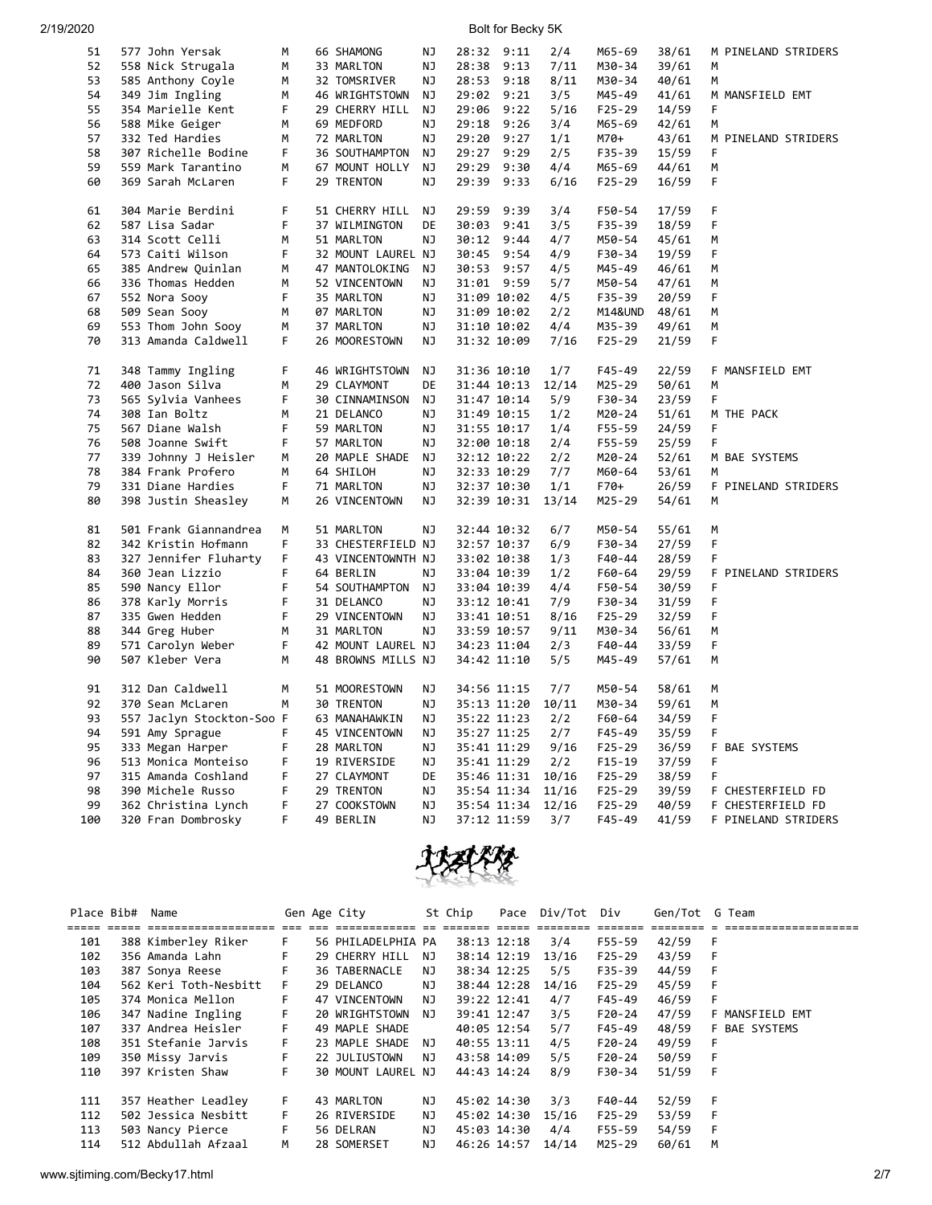| Place | Bib# | Name | Gen | Age | City | St | Chip | Pace | Div/Tot | Div | Gen/Tot | G | Team |
|---|---|---|---|---|---|---|---|---|---|---|---|---|---|
| 51 | 577 | John Yersak | M | 66 | SHAMONG | NJ | 28:32 | 9:11 | 2/4 | M65-69 | 38/61 | M | PINELAND STRIDERS |
| 52 | 558 | Nick Strugala | M | 33 | MARLTON | NJ | 28:38 | 9:13 | 7/11 | M30-34 | 39/61 | M | |
| 53 | 585 | Anthony Coyle | M | 32 | TOMSRIVER | NJ | 28:53 | 9:18 | 8/11 | M30-34 | 40/61 | M | |
| 54 | 349 | Jim Ingling | M | 46 | WRIGHTSTOWN | NJ | 29:02 | 9:21 | 3/5 | M45-49 | 41/61 | M | MANSFIELD EMT |
| 55 | 354 | Marielle Kent | F | 29 | CHERRY HILL | NJ | 29:06 | 9:22 | 5/16 | F25-29 | 14/59 | F | |
| 56 | 588 | Mike Geiger | M | 69 | MEDFORD | NJ | 29:18 | 9:26 | 3/4 | M65-69 | 42/61 | M | |
| 57 | 332 | Ted Hardies | M | 72 | MARLTON | NJ | 29:20 | 9:27 | 1/1 | M70+ | 43/61 | M | PINELAND STRIDERS |
| 58 | 307 | Richelle Bodine | F | 36 | SOUTHAMPTON | NJ | 29:27 | 9:29 | 2/5 | F35-39 | 15/59 | F | |
| 59 | 559 | Mark Tarantino | M | 67 | MOUNT HOLLY | NJ | 29:29 | 9:30 | 4/4 | M65-69 | 44/61 | M | |
| 60 | 369 | Sarah McLaren | F | 29 | TRENTON | NJ | 29:39 | 9:33 | 6/16 | F25-29 | 16/59 | F | |
| 61 | 304 | Marie Berdini | F | 51 | CHERRY HILL | NJ | 29:59 | 9:39 | 3/4 | F50-54 | 17/59 | F | |
| 62 | 587 | Lisa Sadar | F | 37 | WILMINGTON | DE | 30:03 | 9:41 | 3/5 | F35-39 | 18/59 | F | |
| 63 | 314 | Scott Celli | M | 51 | MARLTON | NJ | 30:12 | 9:44 | 4/7 | M50-54 | 45/61 | M | |
| 64 | 573 | Caiti Wilson | F | 32 | MOUNT LAUREL | NJ | 30:45 | 9:54 | 4/9 | F30-34 | 19/59 | F | |
| 65 | 385 | Andrew Quinlan | M | 47 | MANTOLOKING | NJ | 30:53 | 9:57 | 4/5 | M45-49 | 46/61 | M | |
| 66 | 336 | Thomas Hedden | M | 52 | VINCENTOWN | NJ | 31:01 | 9:59 | 5/7 | M50-54 | 47/61 | M | |
| 67 | 552 | Nora Sooy | F | 35 | MARLTON | NJ | 31:09 | 10:02 | 4/5 | F35-39 | 20/59 | F | |
| 68 | 509 | Sean Sooy | M | 07 | MARLTON | NJ | 31:09 | 10:02 | 2/2 | M14&UND | 48/61 | M | |
| 69 | 553 | Thom John Sooy | M | 37 | MARLTON | NJ | 31:10 | 10:02 | 4/4 | M35-39 | 49/61 | M | |
| 70 | 313 | Amanda Caldwell | F | 26 | MOORESTOWN | NJ | 31:32 | 10:09 | 7/16 | F25-29 | 21/59 | F | |
| 71 | 348 | Tammy Ingling | F | 46 | WRIGHTSTOWN | NJ | 31:36 | 10:10 | 1/7 | F45-49 | 22/59 | F | MANSFIELD EMT |
| 72 | 400 | Jason Silva | M | 29 | CLAYMONT | DE | 31:44 | 10:13 | 12/14 | M25-29 | 50/61 | M | |
| 73 | 565 | Sylvia Vanhees | F | 30 | CINNAMINSON | NJ | 31:47 | 10:14 | 5/9 | F30-34 | 23/59 | F | |
| 74 | 308 | Ian Boltz | M | 21 | DELANCO | NJ | 31:49 | 10:15 | 1/2 | M20-24 | 51/61 | M | THE PACK |
| 75 | 567 | Diane Walsh | F | 59 | MARLTON | NJ | 31:55 | 10:17 | 1/4 | F55-59 | 24/59 | F | |
| 76 | 508 | Joanne Swift | F | 57 | MARLTON | NJ | 32:00 | 10:18 | 2/4 | F55-59 | 25/59 | F | |
| 77 | 339 | Johnny J Heisler | M | 20 | MAPLE SHADE | NJ | 32:12 | 10:22 | 2/2 | M20-24 | 52/61 | M | BAE SYSTEMS |
| 78 | 384 | Frank Profero | M | 64 | SHILOH | NJ | 32:33 | 10:29 | 7/7 | M60-64 | 53/61 | M | |
| 79 | 331 | Diane Hardies | F | 71 | MARLTON | NJ | 32:37 | 10:30 | 1/1 | F70+ | 26/59 | F | PINELAND STRIDERS |
| 80 | 398 | Justin Sheasley | M | 26 | VINCENTOWN | NJ | 32:39 | 10:31 | 13/14 | M25-29 | 54/61 | M | |
| 81 | 501 | Frank Giannandrea | M | 51 | MARLTON | NJ | 32:44 | 10:32 | 6/7 | M50-54 | 55/61 | M | |
| 82 | 342 | Kristin Hofmann | F | 33 | CHESTERFIELD | NJ | 32:57 | 10:37 | 6/9 | F30-34 | 27/59 | F | |
| 83 | 327 | Jennifer Fluharty | F | 43 | VINCENTOWNTH | NJ | 33:02 | 10:38 | 1/3 | F40-44 | 28/59 | F | |
| 84 | 360 | Jean Lizzio | F | 64 | BERLIN | NJ | 33:04 | 10:39 | 1/2 | F60-64 | 29/59 | F | PINELAND STRIDERS |
| 85 | 590 | Nancy Ellor | F | 54 | SOUTHAMPTON | NJ | 33:04 | 10:39 | 4/4 | F50-54 | 30/59 | F | |
| 86 | 378 | Karly Morris | F | 31 | DELANCO | NJ | 33:12 | 10:41 | 7/9 | F30-34 | 31/59 | F | |
| 87 | 335 | Gwen Hedden | F | 29 | VINCENTOWN | NJ | 33:41 | 10:51 | 8/16 | F25-29 | 32/59 | F | |
| 88 | 344 | Greg Huber | M | 31 | MARLTON | NJ | 33:59 | 10:57 | 9/11 | M30-34 | 56/61 | M | |
| 89 | 571 | Carolyn Weber | F | 42 | MOUNT LAUREL | NJ | 34:23 | 11:04 | 2/3 | F40-44 | 33/59 | F | |
| 90 | 507 | Kleber Vera | M | 48 | BROWNS MILLS | NJ | 34:42 | 11:10 | 5/5 | M45-49 | 57/61 | M | |
| 91 | 312 | Dan Caldwell | M | 51 | MOORESTOWN | NJ | 34:56 | 11:15 | 7/7 | M50-54 | 58/61 | M | |
| 92 | 370 | Sean McLaren | M | 30 | TRENTON | NJ | 35:13 | 11:20 | 10/11 | M30-34 | 59/61 | M | |
| 93 | 557 | Jaclyn Stockton-Soo | F | 63 | MANAHAWKIN | NJ | 35:22 | 11:23 | 2/2 | F60-64 | 34/59 | F | |
| 94 | 591 | Amy Sprague | F | 45 | VINCENTOWN | NJ | 35:27 | 11:25 | 2/7 | F45-49 | 35/59 | F | |
| 95 | 333 | Megan Harper | F | 28 | MARLTON | NJ | 35:41 | 11:29 | 9/16 | F25-29 | 36/59 | F | BAE SYSTEMS |
| 96 | 513 | Monica Monteiso | F | 19 | RIVERSIDE | NJ | 35:41 | 11:29 | 2/2 | F15-19 | 37/59 | F | |
| 97 | 315 | Amanda Coshland | F | 27 | CLAYMONT | DE | 35:46 | 11:31 | 10/16 | F25-29 | 38/59 | F | |
| 98 | 390 | Michele Russo | F | 29 | TRENTON | NJ | 35:54 | 11:34 | 11/16 | F25-29 | 39/59 | F | CHESTERFIELD FD |
| 99 | 362 | Christina Lynch | F | 27 | COOKSTOWN | NJ | 35:54 | 11:34 | 12/16 | F25-29 | 40/59 | F | CHESTERFIELD FD |
| 100 | 320 | Fran Dombrosky | F | 49 | BERLIN | NJ | 37:12 | 11:59 | 3/7 | F45-49 | 41/59 | F | PINELAND STRIDERS |
| 101 | 388 | Kimberley Riker | F | 56 | PHILADELPHIA | PA | 38:13 | 12:18 | 3/4 | F55-59 | 42/59 | F | |
| 102 | 356 | Amanda Lahn | F | 29 | CHERRY HILL | NJ | 38:14 | 12:19 | 13/16 | F25-29 | 43/59 | F | |
| 103 | 387 | Sonya Reese | F | 36 | TABERNACLE | NJ | 38:34 | 12:25 | 5/5 | F35-39 | 44/59 | F | |
| 104 | 562 | Keri Toth-Nesbitt | F | 29 | DELANCO | NJ | 38:44 | 12:28 | 14/16 | F25-29 | 45/59 | F | |
| 105 | 374 | Monica Mellon | F | 47 | VINCENTOWN | NJ | 39:22 | 12:41 | 4/7 | F45-49 | 46/59 | F | |
| 106 | 347 | Nadine Ingling | F | 20 | WRIGHTSTOWN | NJ | 39:41 | 12:47 | 3/5 | F20-24 | 47/59 | F | MANSFIELD EMT |
| 107 | 337 | Andrea Heisler | F | 49 | MAPLE SHADE | | 40:05 | 12:54 | 5/7 | F45-49 | 48/59 | F | BAE SYSTEMS |
| 108 | 351 | Stefanie Jarvis | F | 23 | MAPLE SHADE | NJ | 40:55 | 13:11 | 4/5 | F20-24 | 49/59 | F | |
| 109 | 350 | Missy Jarvis | F | 22 | JULIUSTOWN | NJ | 43:58 | 14:09 | 5/5 | F20-24 | 50/59 | F | |
| 110 | 397 | Kristen Shaw | F | 30 | MOUNT LAUREL | NJ | 44:43 | 14:24 | 8/9 | F30-34 | 51/59 | F | |
| 111 | 357 | Heather Leadley | F | 43 | MARLTON | NJ | 45:02 | 14:30 | 3/3 | F40-44 | 52/59 | F | |
| 112 | 502 | Jessica Nesbitt | F | 26 | RIVERSIDE | NJ | 45:02 | 14:30 | 15/16 | F25-29 | 53/59 | F | |
| 113 | 503 | Nancy Pierce | F | 56 | DELRAN | NJ | 45:03 | 14:30 | 4/4 | F55-59 | 54/59 | F | |
| 114 | 512 | Abdullah Afzaal | M | 28 | SOMERSET | NJ | 46:26 | 14:57 | 14/14 | M25-29 | 60/61 | M | |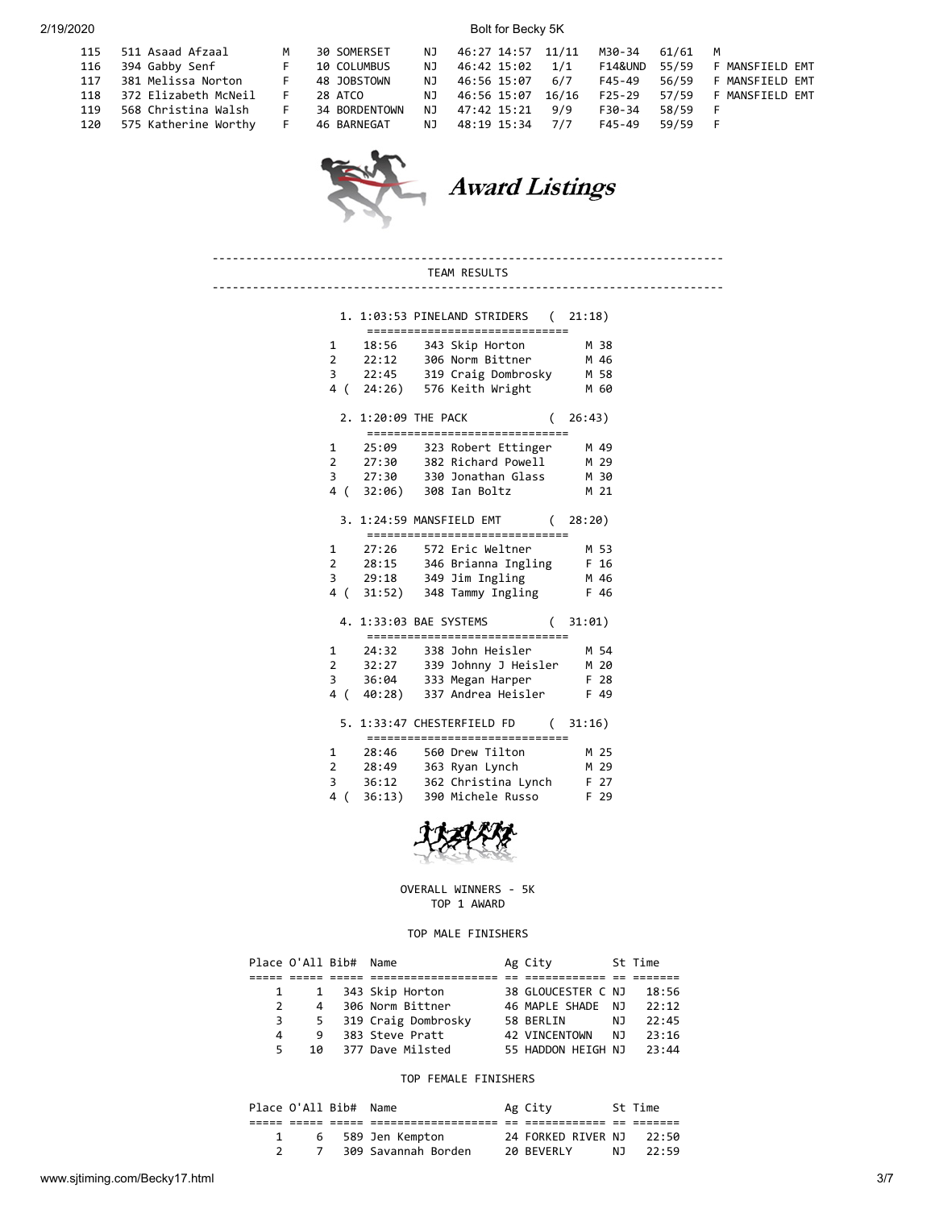| | | | | | | | | | | | |
|---|---|---|---|---|---|---|---|---|---|---|---|
| 115 | 511 | Asaad Afzaal | M | 30 | SOMERSET | NJ | 46:27 | 14:57 | 11/11 | M30-34 | 61/61 M |
| 116 | 394 | Gabby Senf | F | 10 | COLUMBUS | NJ | 46:42 | 15:02 | 1/1 | F14&UND | 55/59 F MANSFIELD EMT |
| 117 | 381 | Melissa Norton | F | 48 | JOBSTOWN | NJ | 46:56 | 15:07 | 6/7 | F45-49 | 56/59 F MANSFIELD EMT |
| 118 | 372 | Elizabeth McNeil | F | 28 | ATCO | NJ | 46:56 | 15:07 | 16/16 | F25-29 | 57/59 F MANSFIELD EMT |
| 119 | 568 | Christina Walsh | F | 34 | BORDENTOWN | NJ | 47:42 | 15:21 | 9/9 | F30-34 | 58/59 F |
| 120 | 575 | Katherine Worthy | F | 46 | BARNEGAT | NJ | 48:19 | 15:34 | 7/7 | F45-49 | 59/59 F |

## Award Listings

### TEAM RESULTS

**1. 1:03:53 PINELAND STRIDERS ( 21:18)**

```
1     18:56    343 Skip Horton         M 38
2     22:12    306 Norm Bittner        M 46
3     22:45    319 Craig Dombrosky     M 58
4 (   24:26)   576 Keith Wright        M 60
```

**2. 1:20:09 THE PACK ( 26:43)**

```
1     25:09    323 Robert Ettinger     M 49
2     27:30    382 Richard Powell      M 29
3     27:30    330 Jonathan Glass      M 30
4 (   32:06)   308 Ian Boltz           M 21
```

**3. 1:24:59 MANSFIELD EMT ( 28:20)**

```
1     27:26    572 Eric Weltner        M 53
2     28:15    346 Brianna Ingling     F 16
3     29:18    349 Jim Ingling         M 46
4 (   31:52)   348 Tammy Ingling       F 46
```

**4. 1:33:03 BAE SYSTEMS ( 31:01)**

```
1     24:32    338 John Heisler        M 54
2     32:27    339 Johnny J Heisler    M 20
3     36:04    333 Megan Harper        F 28
4 (   40:28)   337 Andrea Heisler      F 49
```

**5. 1:33:47 CHESTERFIELD FD ( 31:16)**

```
1     28:46    560 Drew Tilton         M 25
2     28:49    363 Ryan Lynch          M 29
3     36:12    362 Christina Lynch     F 27
4 (   36:13)   390 Michele Russo       F 29
```

### OVERALL WINNERS - 5K
TOP 1 AWARD

#### TOP MALE FINISHERS

| Place | O'All | Bib# | Name | Ag | City | St | Time |
|---|---|---|---|---|---|---|---|
| 1 | 1 | 343 | Skip Horton | 38 | GLOUCESTER C | NJ | 18:56 |
| 2 | 4 | 306 | Norm Bittner | 46 | MAPLE SHADE | NJ | 22:12 |
| 3 | 5 | 319 | Craig Dombrosky | 58 | BERLIN | NJ | 22:45 |
| 4 | 9 | 383 | Steve Pratt | 42 | VINCENTOWN | NJ | 23:16 |
| 5 | 10 | 377 | Dave Milsted | 55 | HADDON HEIGH | NJ | 23:44 |

#### TOP FEMALE FINISHERS

| Place | O'All | Bib# | Name | Ag | City | St | Time |
|---|---|---|---|---|---|---|---|
| 1 | 6 | 589 | Jen Kempton | 24 | FORKED RIVER | NJ | 22:50 |
| 2 | 7 | 309 | Savannah Borden | 20 | BEVERLY | NJ | 22:59 |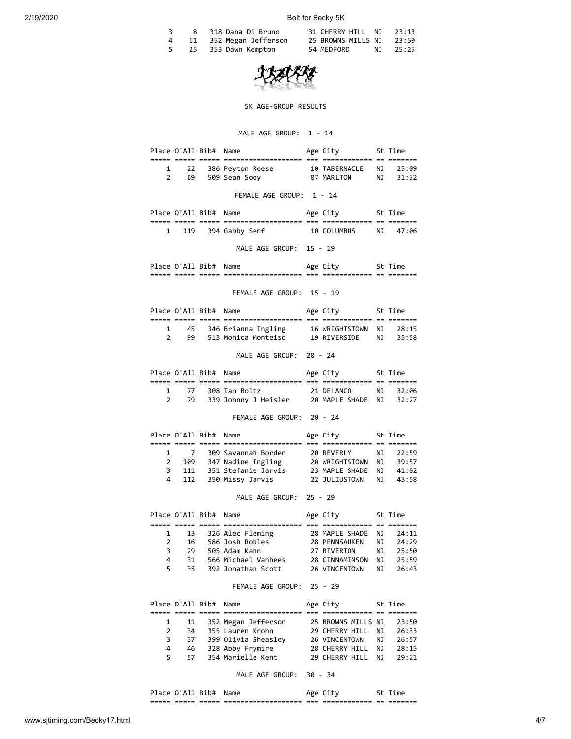| Place | O'All | Bib# | Name | Age | City | St | Time |
|---|---|---|---|---|---|---|---|
| 3 | 8 | 318 | Dana Di Bruno | 31 | CHERRY HILL | NJ | 23:13 |
| 4 | 11 | 352 | Megan Jefferson | 25 | BROWNS MILLS | NJ | 23:50 |
| 5 | 25 | 353 | Dawn Kempton | 54 | MEDFORD | NJ | 25:25 |

## 5K AGE-GROUP RESULTS

### MALE AGE GROUP: 1 - 14

| Place | O'All | Bib# | Name | Age | City | St | Time |
|---|---|---|---|---|---|---|---|
| 1 | 22 | 386 | Peyton Reese | 10 | TABERNACLE | NJ | 25:09 |
| 2 | 69 | 509 | Sean Sooy | 07 | MARLTON | NJ | 31:32 |

### FEMALE AGE GROUP: 1 - 14

| Place | O'All | Bib# | Name | Age | City | St | Time |
|---|---|---|---|---|---|---|---|
| 1 | 119 | 394 | Gabby Senf | 10 | COLUMBUS | NJ | 47:06 |

### MALE AGE GROUP: 15 - 19

| Place | O'All | Bib# | Name | Age | City | St | Time |
|---|---|---|---|---|---|---|---|

### FEMALE AGE GROUP: 15 - 19

| Place | O'All | Bib# | Name | Age | City | St | Time |
|---|---|---|---|---|---|---|---|
| 1 | 45 | 346 | Brianna Ingling | 16 | WRIGHTSTOWN | NJ | 28:15 |
| 2 | 99 | 513 | Monica Monteiso | 19 | RIVERSIDE | NJ | 35:58 |

### MALE AGE GROUP: 20 - 24

| Place | O'All | Bib# | Name | Age | City | St | Time |
|---|---|---|---|---|---|---|---|
| 1 | 77 | 308 | Ian Boltz | 21 | DELANCO | NJ | 32:06 |
| 2 | 79 | 339 | Johnny J Heisler | 20 | MAPLE SHADE | NJ | 32:27 |

### FEMALE AGE GROUP: 20 - 24

| Place | O'All | Bib# | Name | Age | City | St | Time |
|---|---|---|---|---|---|---|---|
| 1 | 7 | 309 | Savannah Borden | 20 | BEVERLY | NJ | 22:59 |
| 2 | 109 | 347 | Nadine Ingling | 20 | WRIGHTSTOWN | NJ | 39:57 |
| 3 | 111 | 351 | Stefanie Jarvis | 23 | MAPLE SHADE | NJ | 41:02 |
| 4 | 112 | 350 | Missy Jarvis | 22 | JULIUSTOWN | NJ | 43:58 |

### MALE AGE GROUP: 25 - 29

| Place | O'All | Bib# | Name | Age | City | St | Time |
|---|---|---|---|---|---|---|---|
| 1 | 13 | 326 | Alec Fleming | 28 | MAPLE SHADE | NJ | 24:11 |
| 2 | 16 | 586 | Josh Robles | 28 | PENNSAUKEN | NJ | 24:29 |
| 3 | 29 | 505 | Adam Kahn | 27 | RIVERTON | NJ | 25:50 |
| 4 | 31 | 566 | Michael Vanhees | 28 | CINNAMINSON | NJ | 25:59 |
| 5 | 35 | 392 | Jonathan Scott | 26 | VINCENTOWN | NJ | 26:43 |

### FEMALE AGE GROUP: 25 - 29

| Place | O'All | Bib# | Name | Age | City | St | Time |
|---|---|---|---|---|---|---|---|
| 1 | 11 | 352 | Megan Jefferson | 25 | BROWNS MILLS | NJ | 23:50 |
| 2 | 34 | 355 | Lauren Krohn | 29 | CHERRY HILL | NJ | 26:33 |
| 3 | 37 | 399 | Olivia Sheasley | 26 | VINCENTOWN | NJ | 26:57 |
| 4 | 46 | 328 | Abby Frymire | 28 | CHERRY HILL | NJ | 28:15 |
| 5 | 57 | 354 | Marielle Kent | 29 | CHERRY HILL | NJ | 29:21 |

### MALE AGE GROUP: 30 - 34

| Place | O'All | Bib# | Name | Age | City | St | Time |
|---|---|---|---|---|---|---|---|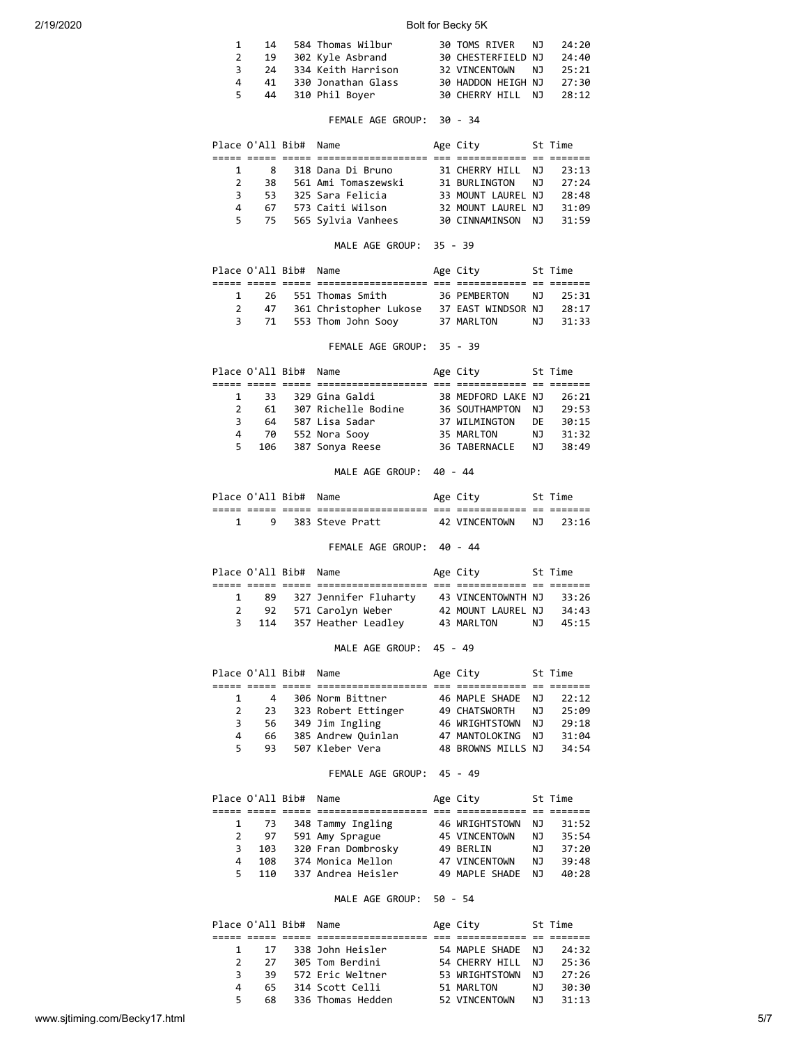| Place | O'All | Bib# | Name | Age | City | St | Time |
|---|---|---|---|---|---|---|---|
| 1 | 14 | 584 | Thomas Wilbur | 30 | TOMS RIVER | NJ | 24:20 |
| 2 | 19 | 302 | Kyle Asbrand | 30 | CHESTERFIELD | NJ | 24:40 |
| 3 | 24 | 334 | Keith Harrison | 32 | VINCENTOWN | NJ | 25:21 |
| 4 | 41 | 330 | Jonathan Glass | 30 | HADDON HEIGH | NJ | 27:30 |
| 5 | 44 | 310 | Phil Boyer | 30 | CHERRY HILL | NJ | 28:12 |

FEMALE AGE GROUP: 30 - 34

| Place | O'All | Bib# | Name | Age | City | St | Time |
|---|---|---|---|---|---|---|---|
| 1 | 8 | 318 | Dana Di Bruno | 31 | CHERRY HILL | NJ | 23:13 |
| 2 | 38 | 561 | Ami Tomaszewski | 31 | BURLINGTON | NJ | 27:24 |
| 3 | 53 | 325 | Sara Felicia | 33 | MOUNT LAUREL | NJ | 28:48 |
| 4 | 67 | 573 | Caiti Wilson | 32 | MOUNT LAUREL | NJ | 31:09 |
| 5 | 75 | 565 | Sylvia Vanhees | 30 | CINNAMINSON | NJ | 31:59 |

MALE AGE GROUP: 35 - 39

| Place | O'All | Bib# | Name | Age | City | St | Time |
|---|---|---|---|---|---|---|---|
| 1 | 26 | 551 | Thomas Smith | 36 | PEMBERTON | NJ | 25:31 |
| 2 | 47 | 361 | Christopher Lukose | 37 | EAST WINDSOR | NJ | 28:17 |
| 3 | 71 | 553 | Thom John Sooy | 37 | MARLTON | NJ | 31:33 |

FEMALE AGE GROUP: 35 - 39

| Place | O'All | Bib# | Name | Age | City | St | Time |
|---|---|---|---|---|---|---|---|
| 1 | 33 | 329 | Gina Galdi | 38 | MEDFORD LAKE | NJ | 26:21 |
| 2 | 61 | 307 | Richelle Bodine | 36 | SOUTHAMPTON | NJ | 29:53 |
| 3 | 64 | 587 | Lisa Sadar | 37 | WILMINGTON | DE | 30:15 |
| 4 | 70 | 552 | Nora Sooy | 35 | MARLTON | NJ | 31:32 |
| 5 | 106 | 387 | Sonya Reese | 36 | TABERNACLE | NJ | 38:49 |

MALE AGE GROUP: 40 - 44

| Place | O'All | Bib# | Name | Age | City | St | Time |
|---|---|---|---|---|---|---|---|
| 1 | 9 | 383 | Steve Pratt | 42 | VINCENTOWN | NJ | 23:16 |

FEMALE AGE GROUP: 40 - 44

| Place | O'All | Bib# | Name | Age | City | St | Time |
|---|---|---|---|---|---|---|---|
| 1 | 89 | 327 | Jennifer Fluharty | 43 | VINCENTOWNTH | NJ | 33:26 |
| 2 | 92 | 571 | Carolyn Weber | 42 | MOUNT LAUREL | NJ | 34:43 |
| 3 | 114 | 357 | Heather Leadley | 43 | MARLTON | NJ | 45:15 |

MALE AGE GROUP: 45 - 49

| Place | O'All | Bib# | Name | Age | City | St | Time |
|---|---|---|---|---|---|---|---|
| 1 | 4 | 306 | Norm Bittner | 46 | MAPLE SHADE | NJ | 22:12 |
| 2 | 23 | 323 | Robert Ettinger | 49 | CHATSWORTH | NJ | 25:09 |
| 3 | 56 | 349 | Jim Ingling | 46 | WRIGHTSTOWN | NJ | 29:18 |
| 4 | 66 | 385 | Andrew Quinlan | 47 | MANTOLOKING | NJ | 31:04 |
| 5 | 93 | 507 | Kleber Vera | 48 | BROWNS MILLS | NJ | 34:54 |

FEMALE AGE GROUP: 45 - 49

| Place | O'All | Bib# | Name | Age | City | St | Time |
|---|---|---|---|---|---|---|---|
| 1 | 73 | 348 | Tammy Ingling | 46 | WRIGHTSTOWN | NJ | 31:52 |
| 2 | 97 | 591 | Amy Sprague | 45 | VINCENTOWN | NJ | 35:54 |
| 3 | 103 | 320 | Fran Dombrosky | 49 | BERLIN | NJ | 37:20 |
| 4 | 108 | 374 | Monica Mellon | 47 | VINCENTOWN | NJ | 39:48 |
| 5 | 110 | 337 | Andrea Heisler | 49 | MAPLE SHADE | NJ | 40:28 |

MALE AGE GROUP: 50 - 54

| Place | O'All | Bib# | Name | Age | City | St | Time |
|---|---|---|---|---|---|---|---|
| 1 | 17 | 338 | John Heisler | 54 | MAPLE SHADE | NJ | 24:32 |
| 2 | 27 | 305 | Tom Berdini | 54 | CHERRY HILL | NJ | 25:36 |
| 3 | 39 | 572 | Eric Weltner | 53 | WRIGHTSTOWN | NJ | 27:26 |
| 4 | 65 | 314 | Scott Celli | 51 | MARLTON | NJ | 30:30 |
| 5 | 68 | 336 | Thomas Hedden | 52 | VINCENTOWN | NJ | 31:13 |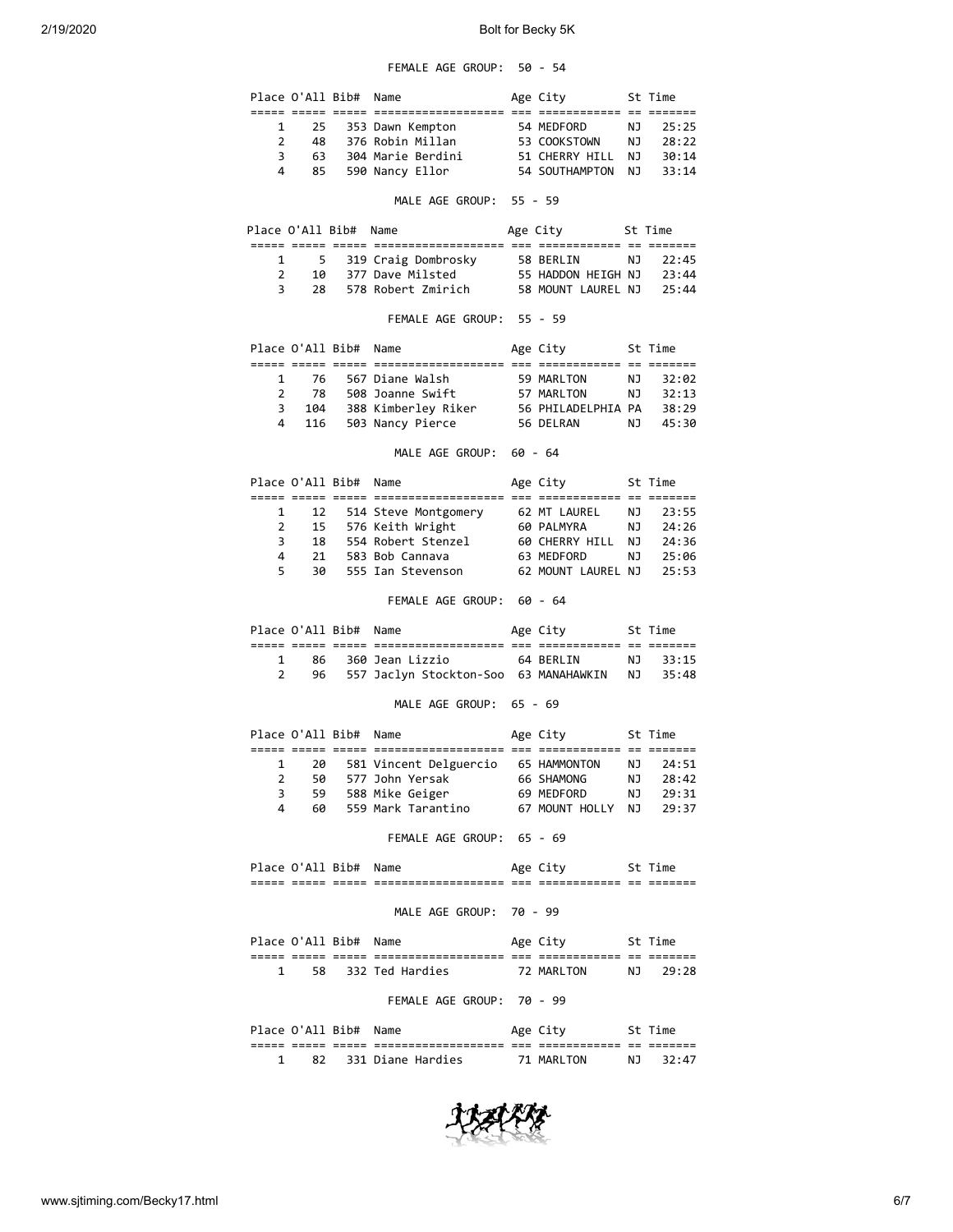FEMALE AGE GROUP: 50 - 54

| Place | O'All | Bib# | Name | Age | City | St | Time |
|---|---|---|---|---|---|---|---|
| 1 | 25 | 353 | Dawn Kempton | 54 | MEDFORD | NJ | 25:25 |
| 2 | 48 | 376 | Robin Millan | 53 | COOKSTOWN | NJ | 28:22 |
| 3 | 63 | 304 | Marie Berdini | 51 | CHERRY HILL | NJ | 30:14 |
| 4 | 85 | 590 | Nancy Ellor | 54 | SOUTHAMPTON | NJ | 33:14 |

MALE AGE GROUP: 55 - 59

| Place | O'All | Bib# | Name | Age | City | St | Time |
|---|---|---|---|---|---|---|---|
| 1 | 5 | 319 | Craig Dombrosky | 58 | BERLIN | NJ | 22:45 |
| 2 | 10 | 377 | Dave Milsted | 55 | HADDON HEIGH | NJ | 23:44 |
| 3 | 28 | 578 | Robert Zmirich | 58 | MOUNT LAUREL | NJ | 25:44 |

FEMALE AGE GROUP: 55 - 59

| Place | O'All | Bib# | Name | Age | City | St | Time |
|---|---|---|---|---|---|---|---|
| 1 | 76 | 567 | Diane Walsh | 59 | MARLTON | NJ | 32:02 |
| 2 | 78 | 508 | Joanne Swift | 57 | MARLTON | NJ | 32:13 |
| 3 | 104 | 388 | Kimberley Riker | 56 | PHILADELPHIA | PA | 38:29 |
| 4 | 116 | 503 | Nancy Pierce | 56 | DELRAN | NJ | 45:30 |

MALE AGE GROUP: 60 - 64

| Place | O'All | Bib# | Name | Age | City | St | Time |
|---|---|---|---|---|---|---|---|
| 1 | 12 | 514 | Steve Montgomery | 62 | MT LAUREL | NJ | 23:55 |
| 2 | 15 | 576 | Keith Wright | 60 | PALMYRA | NJ | 24:26 |
| 3 | 18 | 554 | Robert Stenzel | 60 | CHERRY HILL | NJ | 24:36 |
| 4 | 21 | 583 | Bob Cannava | 63 | MEDFORD | NJ | 25:06 |
| 5 | 30 | 555 | Ian Stevenson | 62 | MOUNT LAUREL | NJ | 25:53 |

FEMALE AGE GROUP: 60 - 64

| Place | O'All | Bib# | Name | Age | City | St | Time |
|---|---|---|---|---|---|---|---|
| 1 | 86 | 360 | Jean Lizzio | 64 | BERLIN | NJ | 33:15 |
| 2 | 96 | 557 | Jaclyn Stockton-Soo | 63 | MANAHAWKIN | NJ | 35:48 |

MALE AGE GROUP: 65 - 69

| Place | O'All | Bib# | Name | Age | City | St | Time |
|---|---|---|---|---|---|---|---|
| 1 | 20 | 581 | Vincent Delguercio | 65 | HAMMONTON | NJ | 24:51 |
| 2 | 50 | 577 | John Yersak | 66 | SHAMONG | NJ | 28:42 |
| 3 | 59 | 588 | Mike Geiger | 69 | MEDFORD | NJ | 29:31 |
| 4 | 60 | 559 | Mark Tarantino | 67 | MOUNT HOLLY | NJ | 29:37 |

FEMALE AGE GROUP: 65 - 69

| Place | O'All | Bib# | Name | Age | City | St | Time |
|---|---|---|---|---|---|---|---|

MALE AGE GROUP: 70 - 99

| Place | O'All | Bib# | Name | Age | City | St | Time |
|---|---|---|---|---|---|---|---|
| 1 | 58 | 332 | Ted Hardies | 72 | MARLTON | NJ | 29:28 |

FEMALE AGE GROUP: 70 - 99

| Place | O'All | Bib# | Name | Age | City | St | Time |
|---|---|---|---|---|---|---|---|
| 1 | 82 | 331 | Diane Hardies | 71 | MARLTON | NJ | 32:47 |